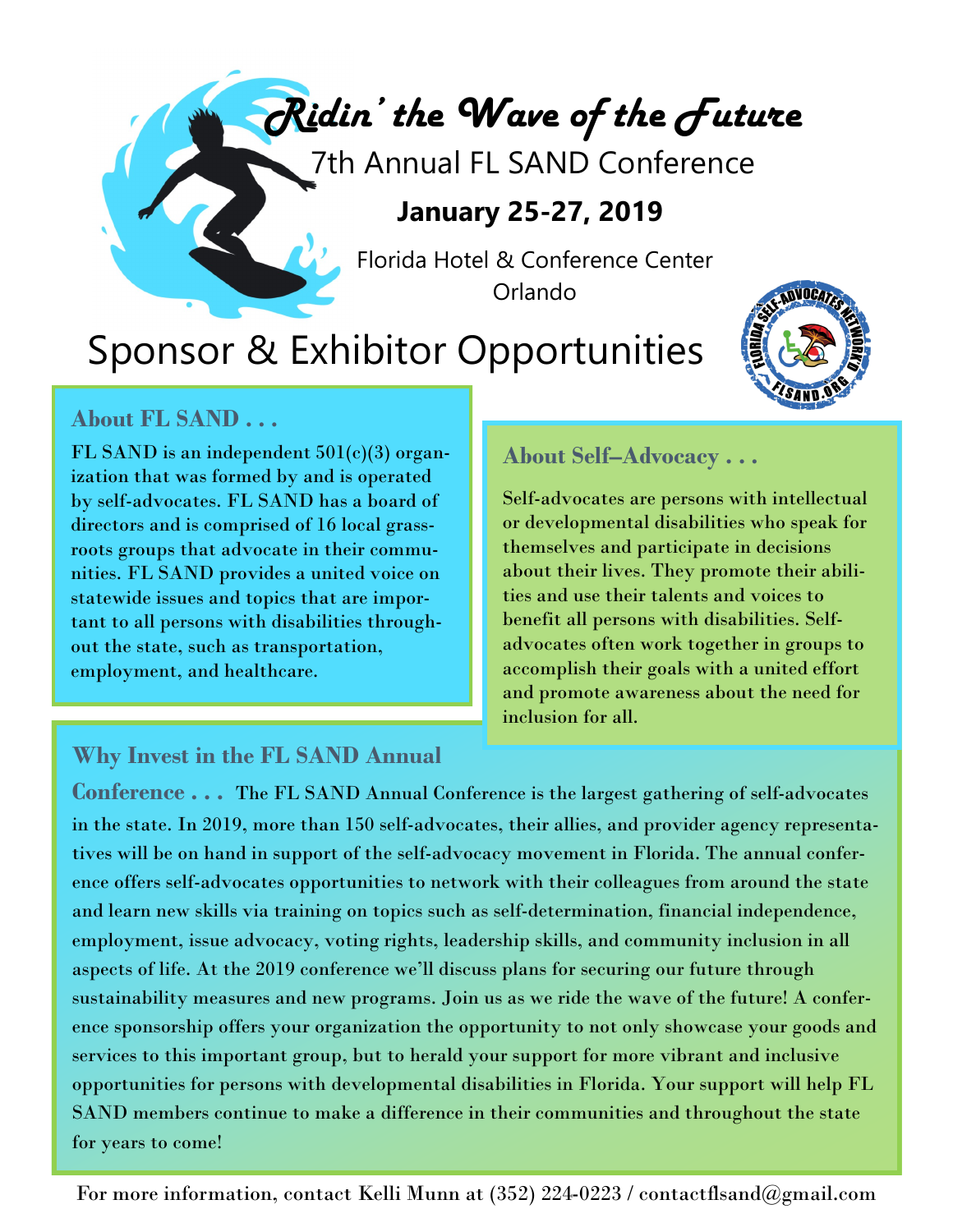# *Ridin' the Wave of the Future*

## 7th Annual FL SAND Conference

**January 25-27, 2019**

Florida Hotel & Conference Center
Orlando

# Sponsor & Exhibitor Opportunities

FLORIDA SELF-ADVOCATES NETWORK'D
FLSAND.ORG

### About FL SAND . . .

FL SAND is an independent 501(c)(3) organization that was formed by and is operated by self-advocates. FL SAND has a board of directors and is comprised of 16 local grassroots groups that advocate in their communities. FL SAND provides a united voice on statewide issues and topics that are important to all persons with disabilities throughout the state, such as transportation, employment, and healthcare.

### About Self–Advocacy . . .

Self-advocates are persons with intellectual or developmental disabilities who speak for themselves and participate in decisions about their lives. They promote their abilities and use their talents and voices to benefit all persons with disabilities. Self-advocates often work together in groups to accomplish their goals with a united effort and promote awareness about the need for inclusion for all.

### Why Invest in the FL SAND Annual Conference . . .

The FL SAND Annual Conference is the largest gathering of self-advocates in the state. In 2019, more than 150 self-advocates, their allies, and provider agency representatives will be on hand in support of the self-advocacy movement in Florida. The annual conference offers self-advocates opportunities to network with their colleagues from around the state and learn new skills via training on topics such as self-determination, financial independence, employment, issue advocacy, voting rights, leadership skills, and community inclusion in all aspects of life. At the 2019 conference we'll discuss plans for securing our future through sustainability measures and new programs. Join us as we ride the wave of the future! A conference sponsorship offers your organization the opportunity to not only showcase your goods and services to this important group, but to herald your support for more vibrant and inclusive opportunities for persons with developmental disabilities in Florida. Your support will help FL SAND members continue to make a difference in their communities and throughout the state for years to come!

For more information, contact Kelli Munn at (352) 224-0223 / contactflsand@gmail.com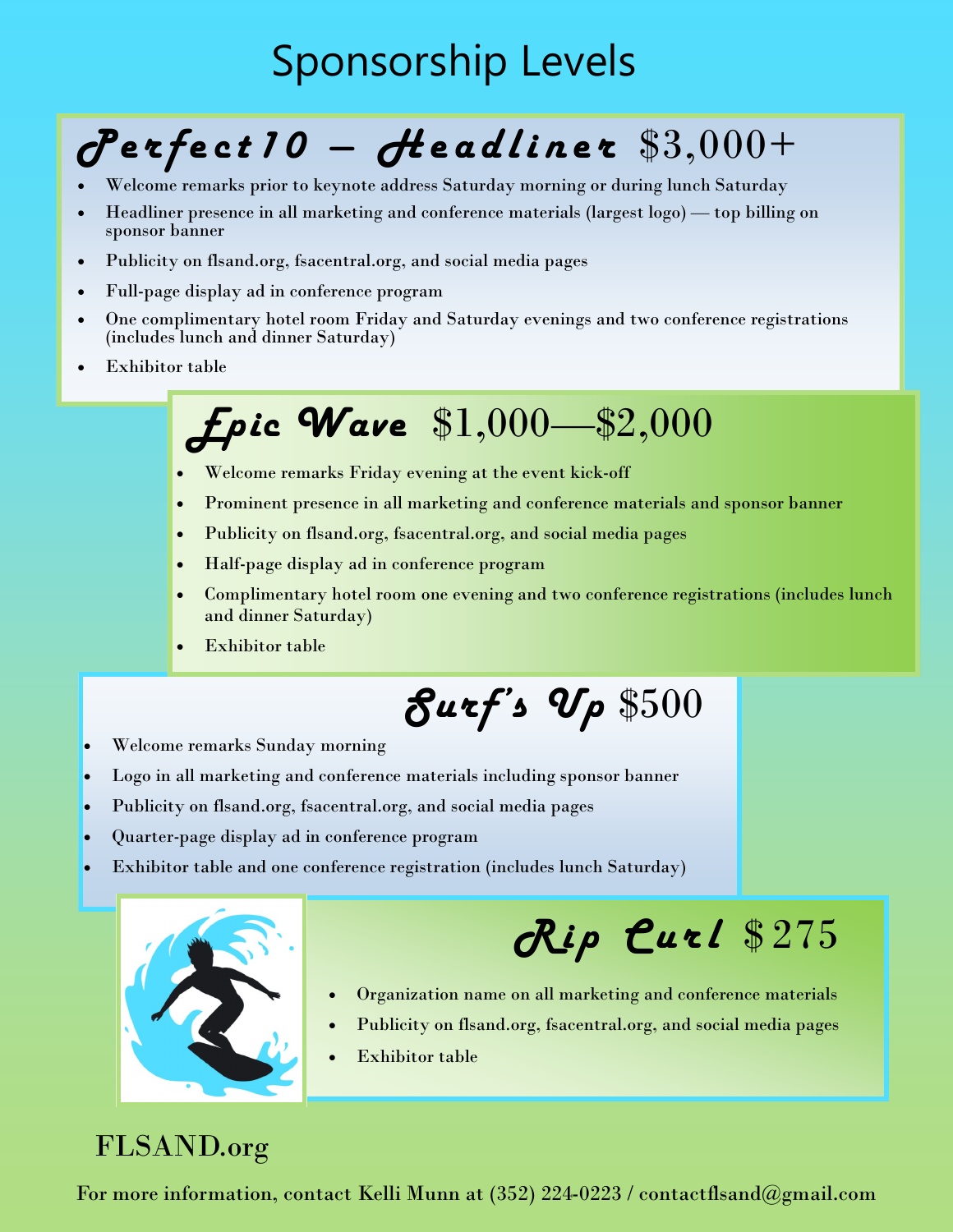# Sponsorship Levels

## Perfect10 – Headliner $3,000+

- Welcome remarks prior to keynote address Saturday morning or during lunch Saturday
- Headliner presence in all marketing and conference materials (largest logo) — top billing on sponsor banner
- Publicity on flsand.org, fsacentral.org, and social media pages
- Full-page display ad in conference program
- One complimentary hotel room Friday and Saturday evenings and two conference registrations (includes lunch and dinner Saturday)
- Exhibitor table

## Epic Wave $1,000—$2,000

- Welcome remarks Friday evening at the event kick-off
- Prominent presence in all marketing and conference materials and sponsor banner
- Publicity on flsand.org, fsacentral.org, and social media pages
- Half-page display ad in conference program
- Complimentary hotel room one evening and two conference registrations (includes lunch and dinner Saturday)
- Exhibitor table

## Surf's Up $500

- Welcome remarks Sunday morning
- Logo in all marketing and conference materials including sponsor banner
- Publicity on flsand.org, fsacentral.org, and social media pages
- Quarter-page display ad in conference program
- Exhibitor table and one conference registration (includes lunch Saturday)

## Rip Curl $275

- Organization name on all marketing and conference materials
- Publicity on flsand.org, fsacentral.org, and social media pages
- Exhibitor table

FLSAND.org

For more information, contact Kelli Munn at (352) 224-0223 / contactflsand@gmail.com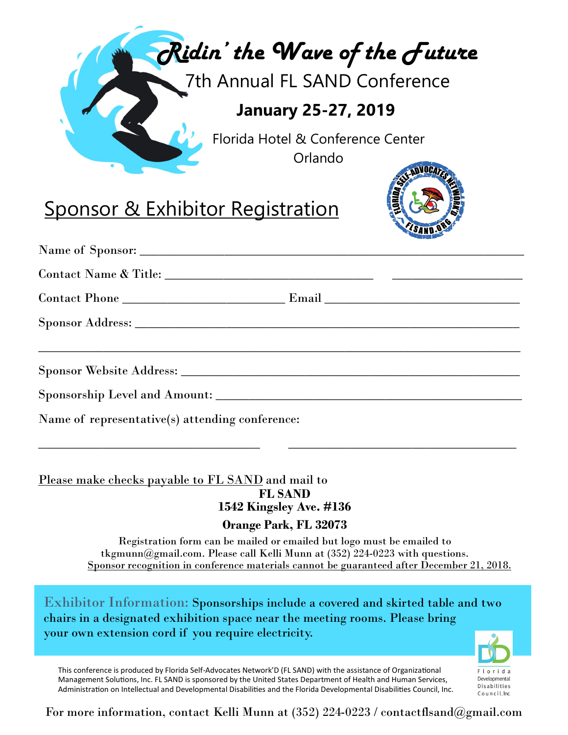# *Ridin' the Wave of the Future*

7th Annual FL SAND Conference

**January 25-27, 2019**

Florida Hotel & Conference Center
Orlando

## Sponsor & Exhibitor Registration

Name of Sponsor: ____________________________________________________________

Contact Name & Title: _________________________________ ____________________

Contact Phone _________________________ Email ______________________________

Sponsor Address: ______________________________________________________________

_______________________________________________________________________________

Sponsor Website Address: ______________________________________________________

Sponsorship Level and Amount: _________________________________________________

Name of representative(s) attending conference:

__________________________________ __________________________________

Please make checks payable to FL SAND and mail to

**FL SAND**
**1542 Kingsley Ave. #136**
**Orange Park, FL 32073**

Registration form can be mailed or emailed but logo must be emailed to tkgmunn@gmail.com. Please call Kelli Munn at (352) 224-0223 with questions.
Sponsor recognition in conference materials cannot be guaranteed after December 21, 2018.

**Exhibitor Information:** Sponsorships include a covered and skirted table and two chairs in a designated exhibition space near the meeting rooms. Please bring your own extension cord if you require electricity.

This conference is produced by Florida Self-Advocates Network'D (FL SAND) with the assistance of Organizational Management Solutions, Inc. FL SAND is sponsored by the United States Department of Health and Human Services, Administration on Intellectual and Developmental Disabilities and the Florida Developmental Disabilities Council, Inc.

For more information, contact Kelli Munn at (352) 224-0223 / contactflsand@gmail.com